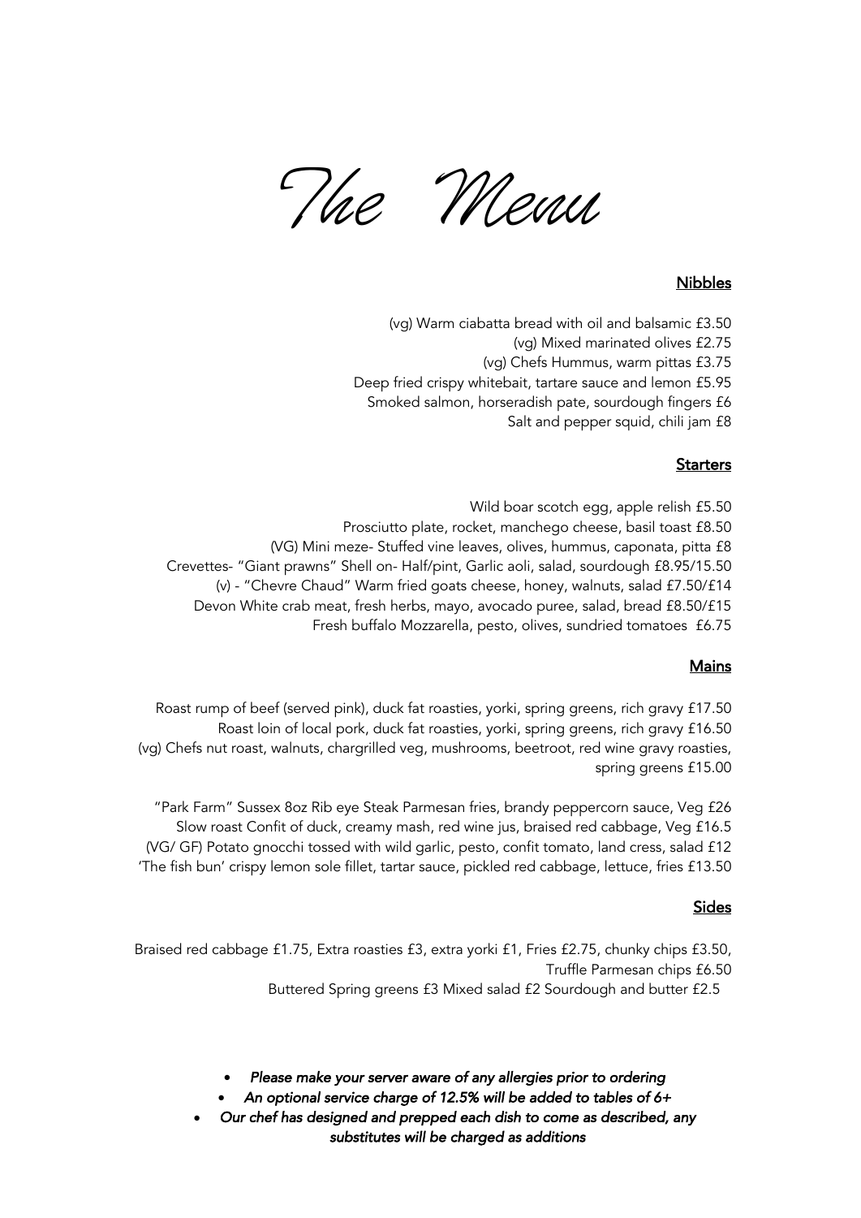# The Menu

## Nibbles

(vg) Warm ciabatta bread with oil and balsamic £3.50
(vg) Mixed marinated olives £2.75
(vg) Chefs Hummus, warm pittas £3.75
Deep fried crispy whitebait, tartare sauce and lemon £5.95
Smoked salmon, horseradish pate, sourdough fingers £6
Salt and pepper squid, chili jam £8

## Starters

Wild boar scotch egg, apple relish £5.50
Prosciutto plate, rocket, manchego cheese, basil toast £8.50
(VG) Mini meze- Stuffed vine leaves, olives, hummus, caponata, pitta £8
Crevettes- "Giant prawns" Shell on- Half/pint, Garlic aoli, salad, sourdough £8.95/15.50
(v) - "Chevre Chaud" Warm fried goats cheese, honey, walnuts, salad £7.50/£14
Devon White crab meat, fresh herbs, mayo, avocado puree, salad, bread £8.50/£15
Fresh buffalo Mozzarella, pesto, olives, sundried tomatoes £6.75

## Mains

Roast rump of beef (served pink), duck fat roasties, yorki, spring greens, rich gravy £17.50
Roast loin of local pork, duck fat roasties, yorki, spring greens, rich gravy £16.50
(vg) Chefs nut roast, walnuts, chargrilled veg, mushrooms, beetroot, red wine gravy roasties, spring greens £15.00

"Park Farm" Sussex 8oz Rib eye Steak Parmesan fries, brandy peppercorn sauce, Veg £26
Slow roast Confit of duck, creamy mash, red wine jus, braised red cabbage, Veg £16.5
(VG/ GF) Potato gnocchi tossed with wild garlic, pesto, confit tomato, land cress, salad £12
'The fish bun' crispy lemon sole fillet, tartar sauce, pickled red cabbage, lettuce, fries £13.50

## Sides

Braised red cabbage £1.75, Extra roasties £3, extra yorki £1, Fries £2.75, chunky chips £3.50, Truffle Parmesan chips £6.50
Buttered Spring greens £3 Mixed salad £2 Sourdough and butter £2.5

- *Please make your server aware of any allergies prior to ordering*
- *An optional service charge of 12.5% will be added to tables of 6+*
- *Our chef has designed and prepped each dish to come as described, any substitutes will be charged as additions*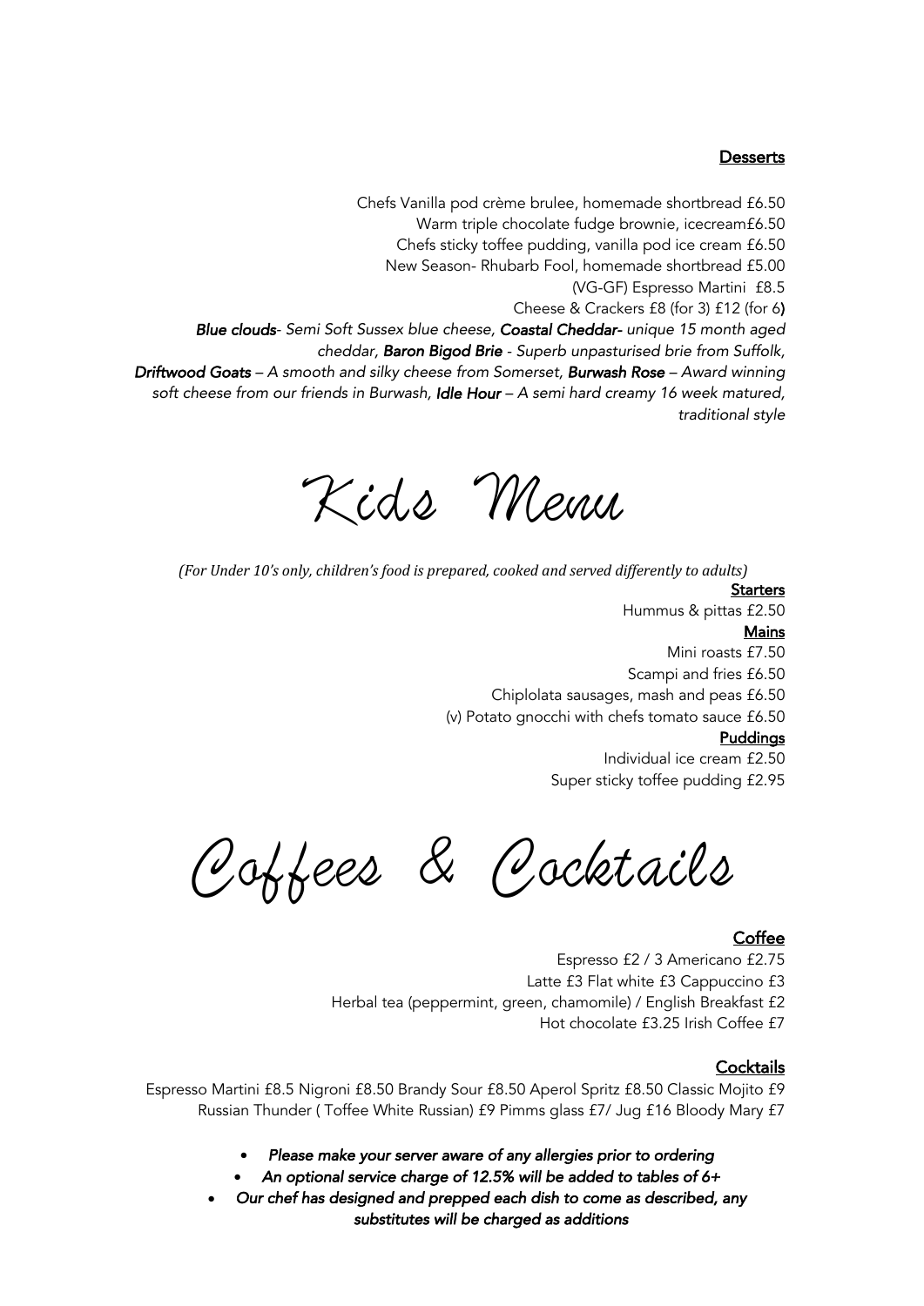## Desserts

Chefs Vanilla pod crème brulee, homemade shortbread £6.50
Warm triple chocolate fudge brownie, icecream£6.50
Chefs sticky toffee pudding, vanilla pod ice cream £6.50
New Season- Rhubarb Fool, homemade shortbread £5.00
(VG-GF) Espresso Martini £8.5
Cheese & Crackers £8 (for 3) £12 (for 6)

***Blue clouds**- Semi Soft Sussex blue cheese, **Coastal Cheddar**- unique 15 month aged cheddar, **Baron Bigod Brie** - Superb unpasturised brie from Suffolk, **Driftwood Goats** – A smooth and silky cheese from Somerset, **Burwash Rose** – Award winning soft cheese from our friends in Burwash, **Idle Hour** – A semi hard creamy 16 week matured, traditional style*

# Kids Menu

*(For Under 10's only, children's food is prepared, cooked and served differently to adults)*

### Starters

Hummus & pittas £2.50

### Mains

Mini roasts £7.50
Scampi and fries £6.50
Chiplolata sausages, mash and peas £6.50
(v) Potato gnocchi with chefs tomato sauce £6.50

### Puddings

Individual ice cream £2.50
Super sticky toffee pudding £2.95

# Coffees & Cocktails

## Coffee

Espresso £2 / 3 Americano £2.75
Latte £3 Flat white £3 Cappuccino £3
Herbal tea (peppermint, green, chamomile) / English Breakfast £2
Hot chocolate £3.25 Irish Coffee £7

## Cocktails

Espresso Martini £8.5 Nigroni £8.50 Brandy Sour £8.50 Aperol Spritz £8.50 Classic Mojito £9
Russian Thunder ( Toffee White Russian) £9 Pimms glass £7/ Jug £16 Bloody Mary £7

- *Please make your server aware of any allergies prior to ordering*
- *An optional service charge of 12.5% will be added to tables of 6+*
- *Our chef has designed and prepped each dish to come as described, any substitutes will be charged as additions*